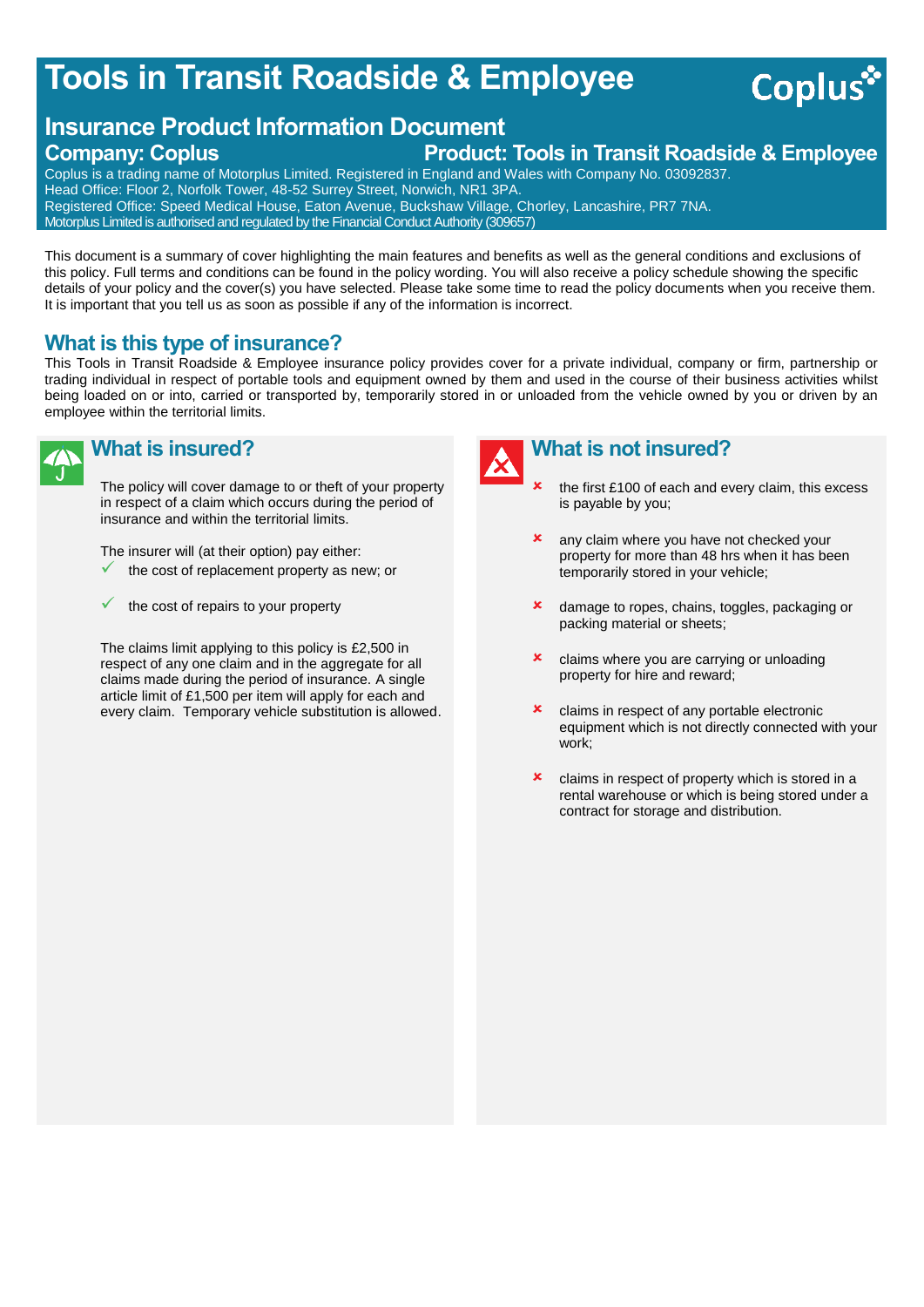# Tools in Transit Roadside & Employee

Coplus

## Insurance Product Information Document

**Company: Coplus** **Product: Tools in Transit Roadside & Employee**

Coplus is a trading name of Motorplus Limited. Registered in England and Wales with Company No. 03092837.
Head Office: Floor 2, Norfolk Tower, 48-52 Surrey Street, Norwich, NR1 3PA.
Registered Office: Speed Medical House, Eaton Avenue, Buckshaw Village, Chorley, Lancashire, PR7 7NA.
Motorplus Limited is authorised and regulated by the Financial Conduct Authority (309657)

This document is a summary of cover highlighting the main features and benefits as well as the general conditions and exclusions of this policy. Full terms and conditions can be found in the policy wording. You will also receive a policy schedule showing the specific details of your policy and the cover(s) you have selected. Please take some time to read the policy documents when you receive them. It is important that you tell us as soon as possible if any of the information is incorrect.

## What is this type of insurance?

This Tools in Transit Roadside & Employee insurance policy provides cover for a private individual, company or firm, partnership or trading individual in respect of portable tools and equipment owned by them and used in the course of their business activities whilst being loaded on or into, carried or transported by, temporarily stored in or unloaded from the vehicle owned by you or driven by an employee within the territorial limits.

## What is insured?

The policy will cover damage to or theft of your property in respect of a claim which occurs during the period of insurance and within the territorial limits.

The insurer will (at their option) pay either:

- ✓ the cost of replacement property as new; or
- ✓ the cost of repairs to your property

The claims limit applying to this policy is £2,500 in respect of any one claim and in the aggregate for all claims made during the period of insurance. A single article limit of £1,500 per item will apply for each and every claim. Temporary vehicle substitution is allowed.

## What is not insured?

- ✗ the first £100 of each and every claim, this excess is payable by you;
- ✗ any claim where you have not checked your property for more than 48 hrs when it has been temporarily stored in your vehicle;
- ✗ damage to ropes, chains, toggles, packaging or packing material or sheets;
- ✗ claims where you are carrying or unloading property for hire and reward;
- ✗ claims in respect of any portable electronic equipment which is not directly connected with your work;
- ✗ claims in respect of property which is stored in a rental warehouse or which is being stored under a contract for storage and distribution.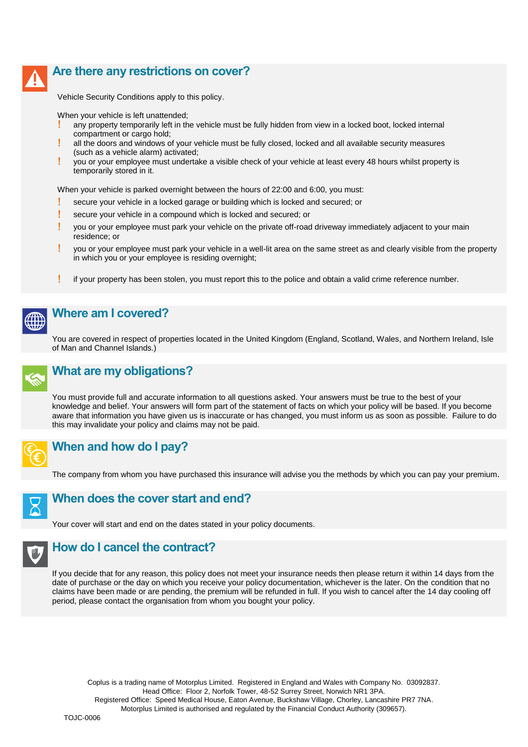## Are there any restrictions on cover?

Vehicle Security Conditions apply to this policy.

When your vehicle is left unattended;

- any property temporarily left in the vehicle must be fully hidden from view in a locked boot, locked internal compartment or cargo hold;
- all the doors and windows of your vehicle must be fully closed, locked and all available security measures (such as a vehicle alarm) activated;
- you or your employee must undertake a visible check of your vehicle at least every 48 hours whilst property is temporarily stored in it.

When your vehicle is parked overnight between the hours of 22:00 and 6:00, you must:

- secure your vehicle in a locked garage or building which is locked and secured; or
- secure your vehicle in a compound which is locked and secured; or
- you or your employee must park your vehicle on the private off-road driveway immediately adjacent to your main residence; or
- you or your employee must park your vehicle in a well-lit area on the same street as and clearly visible from the property in which you or your employee is residing overnight;

- if your property has been stolen, you must report this to the police and obtain a valid crime reference number.

## Where am I covered?

You are covered in respect of properties located in the United Kingdom (England, Scotland, Wales, and Northern Ireland, Isle of Man and Channel Islands.)

## What are my obligations?

You must provide full and accurate information to all questions asked. Your answers must be true to the best of your knowledge and belief. Your answers will form part of the statement of facts on which your policy will be based. If you become aware that information you have given us is inaccurate or has changed, you must inform us as soon as possible. Failure to do this may invalidate your policy and claims may not be paid.

## When and how do I pay?

The company from whom you have purchased this insurance will advise you the methods by which you can pay your premium.

## When does the cover start and end?

Your cover will start and end on the dates stated in your policy documents.

## How do I cancel the contract?

If you decide that for any reason, this policy does not meet your insurance needs then please return it within 14 days from the date of purchase or the day on which you receive your policy documentation, whichever is the later. On the condition that no claims have been made or are pending, the premium will be refunded in full. If you wish to cancel after the 14 day cooling off period, please contact the organisation from whom you bought your policy.

Coplus is a trading name of Motorplus Limited. Registered in England and Wales with Company No. 03092837.
Head Office: Floor 2, Norfolk Tower, 48-52 Surrey Street, Norwich NR1 3PA.
Registered Office: Speed Medical House, Eaton Avenue, Buckshaw Village, Chorley, Lancashire PR7 7NA.
Motorplus Limited is authorised and regulated by the Financial Conduct Authority (309657).

TOJC-0006